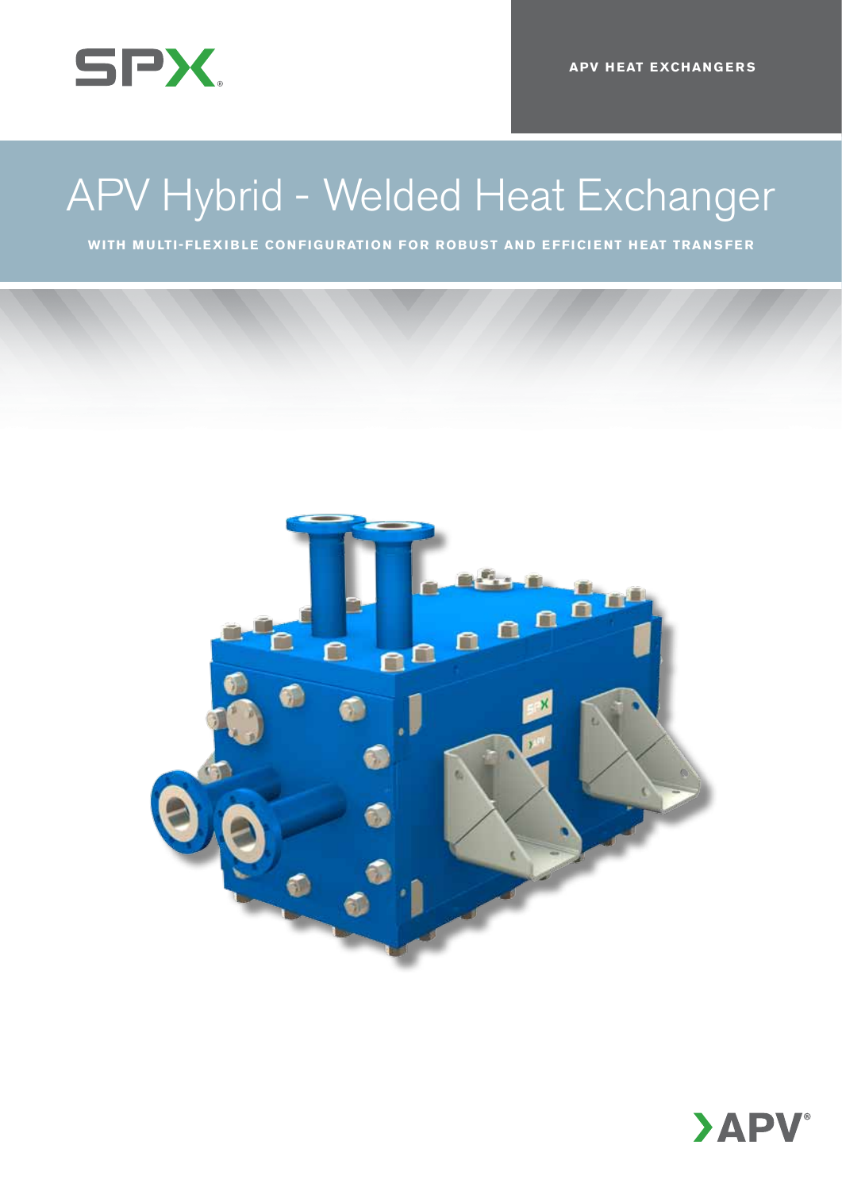APV HEAT EXCHANGERS

# APV Hybrid - Welded Heat Exchanger

**WITH MULTI-FLEXIBLE CONFIGURATION FOR ROBUST AND EFFICIENT HEAT TRANSFER**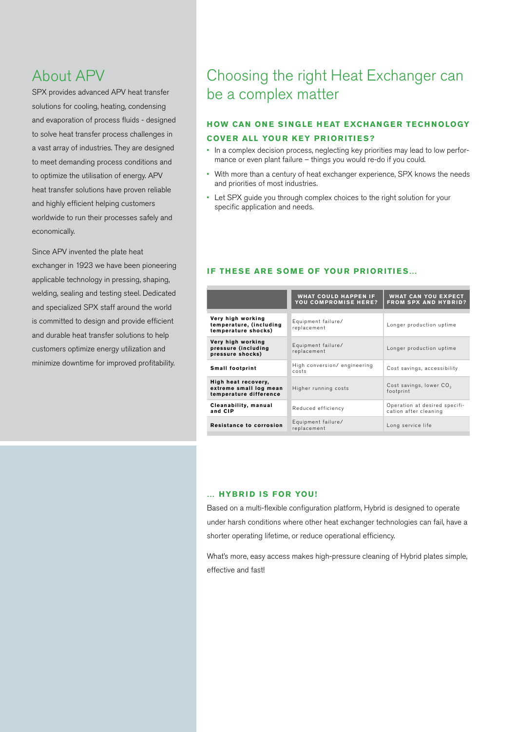## About APV

SPX provides advanced APV heat transfer solutions for cooling, heating, condensing and evaporation of process fluids - designed to solve heat transfer process challenges in a vast array of industries. They are designed to meet demanding process conditions and to optimize the utilisation of energy. APV heat transfer solutions have proven reliable and highly efficient helping customers worldwide to run their processes safely and economically.

Since APV invented the plate heat exchanger in 1923 we have been pioneering applicable technology in pressing, shaping, welding, sealing and testing steel. Dedicated and specialized SPX staff around the world is committed to design and provide efficient and durable heat transfer solutions to help customers optimize energy utilization and minimize downtime for improved profitability.

## Choosing the right Heat Exchanger can be a complex matter

### HOW CAN ONE SINGLE HEAT EXCHANGER TECHNOLOGY COVER ALL YOUR KEY PRIORITIES?

- In a complex decision process, neglecting key priorities may lead to low performance or even plant failure – things you would re-do if you could.
- With more than a century of heat exchanger experience, SPX knows the needs and priorities of most industries.
- Let SPX guide you through complex choices to the right solution for your specific application and needs.

### IF THESE ARE SOME OF YOUR PRIORITIES...

| | WHAT COULD HAPPEN IF YOU COMPROMISE HERE? | WHAT CAN YOU EXPECT FROM SPX AND HYBRID? |
|---|---|---|
| **Very high working temperature, (including temperature shocks)** | Equipment failure/ replacement | Longer production uptime |
| **Very high working pressure (including pressure shocks)** | Equipment failure/ replacement | Longer production uptime |
| **Small footprint** | High conversion/ engineering costs | Cost savings, accessibility |
| **High heat recovery, extreme small log mean temperature difference** | Higher running costs | Cost savings, lower $CO_2$ footprint |
| **Cleanability, manual and CIP** | Reduced efficiency | Operation at desired specification after cleaning |
| **Resistance to corrosion** | Equipment failure/ replacement | Long service life |

### ... HYBRID IS FOR YOU!

Based on a multi-flexible configuration platform, Hybrid is designed to operate under harsh conditions where other heat exchanger technologies can fail, have a shorter operating lifetime, or reduce operational efficiency.

What's more, easy access makes high-pressure cleaning of Hybrid plates simple, effective and fast!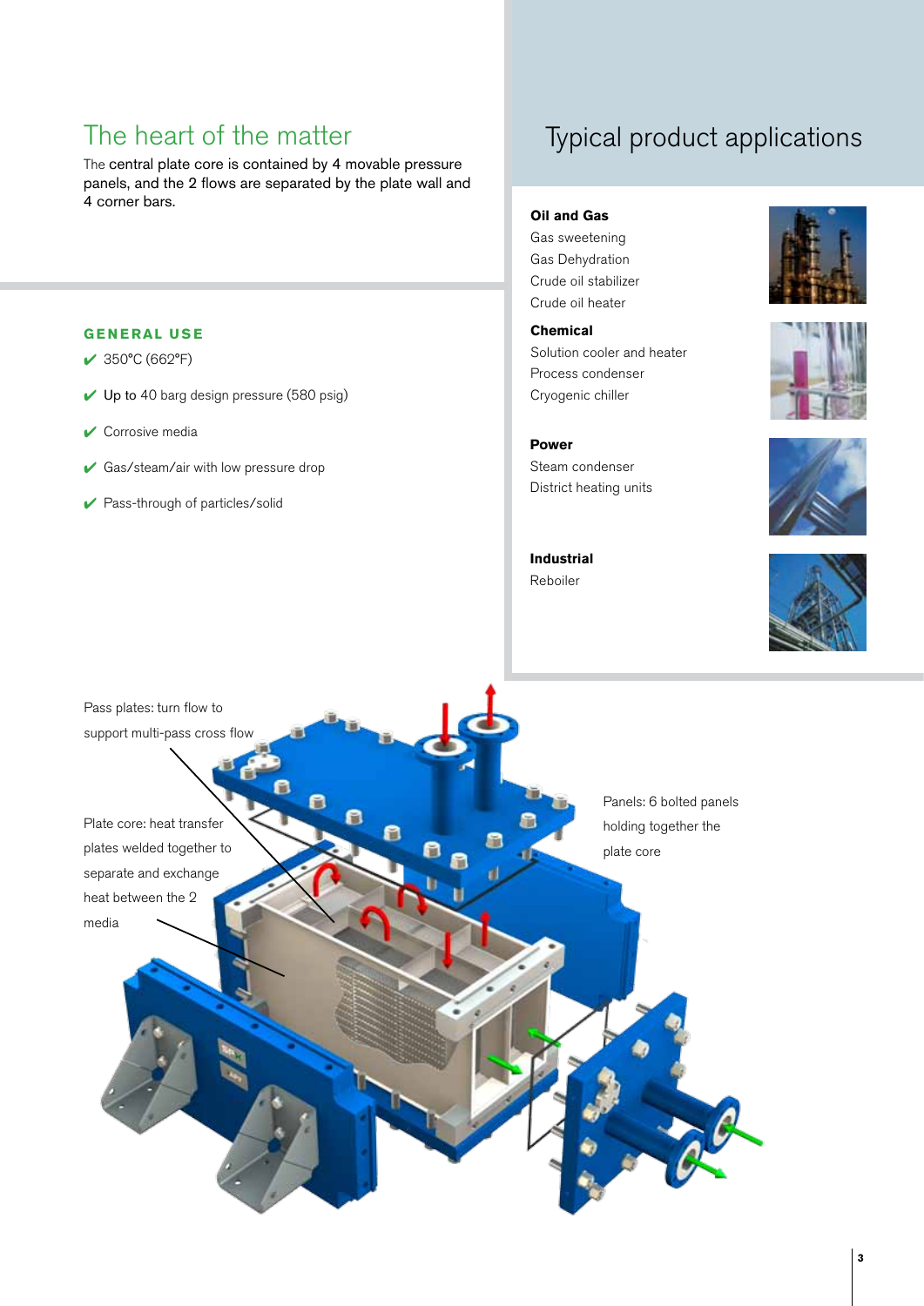## The heart of the matter

The central plate core is contained by 4 movable pressure panels, and the 2 flows are separated by the plate wall and 4 corner bars.

### GENERAL USE

- ✔ 350°C (662°F)
- ✔ Up to 40 barg design pressure (580 psig)
- ✔ Corrosive media
- ✔ Gas/steam/air with low pressure drop
- ✔ Pass-through of particles/solid

## Typical product applications

**Oil and Gas**
Gas sweetening
Gas Dehydration
Crude oil stabilizer
Crude oil heater

**Chemical**
Solution cooler and heater
Process condenser
Cryogenic chiller

**Power**
Steam condenser
District heating units

**Industrial**
Reboiler

Pass plates: turn flow to support multi-pass cross flow

Plate core: heat transfer plates welded together to separate and exchange heat between the 2 media

Panels: 6 bolted panels holding together the plate core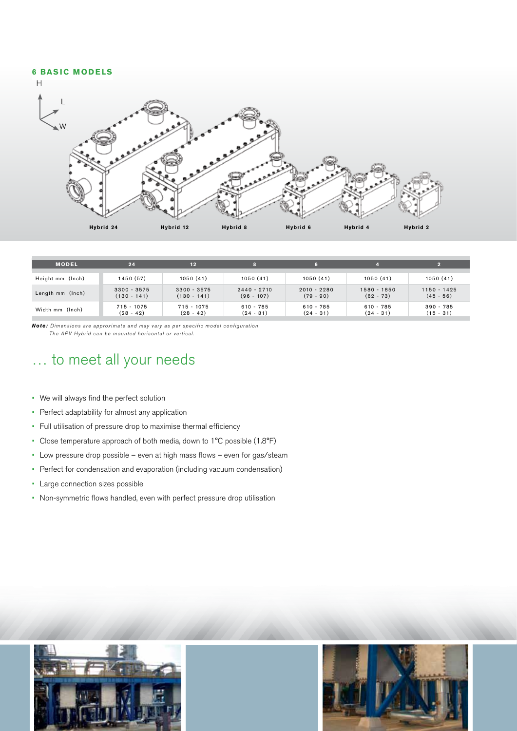## 6 BASIC MODELS

H

L

W

Hybrid 24 Hybrid 12 Hybrid 8 Hybrid 6 Hybrid 4 Hybrid 2

| MODEL | 24 | 12 | 8 | 6 | 4 | 2 |
|---|---|---|---|---|---|---|
| Height mm (Inch) | 1450 (57) | 1050 (41) | 1050 (41) | 1050 (41) | 1050 (41) | 1050 (41) |
| Length mm (Inch) | 3300 - 3575 (130 - 141) | 3300 - 3575 (130 - 141) | 2440 - 2710 (96 - 107) | 2010 - 2280 (79 - 90) | 1580 - 1850 (62 - 73) | 1150 - 1425 (45 - 56) |
| Width mm (Inch) | 715 - 1075 (28 - 42) | 715 - 1075 (28 - 42) | 610 - 785 (24 - 31) | 610 - 785 (24 - 31) | 610 - 785 (24 - 31) | 390 - 785 (15 - 31) |

***Note:*** *Dimensions are approximate and may vary as per specific model configuration.*
*The APV Hybrid can be mounted horisontal or vertical.*

# … to meet all your needs

- We will always find the perfect solution
- Perfect adaptability for almost any application
- Full utilisation of pressure drop to maximise thermal efficiency
- Close temperature approach of both media, down to 1°C possible (1.8°F)
- Low pressure drop possible – even at high mass flows – even for gas/steam
- Perfect for condensation and evaporation (including vacuum condensation)
- Large connection sizes possible
- Non-symmetric flows handled, even with perfect pressure drop utilisation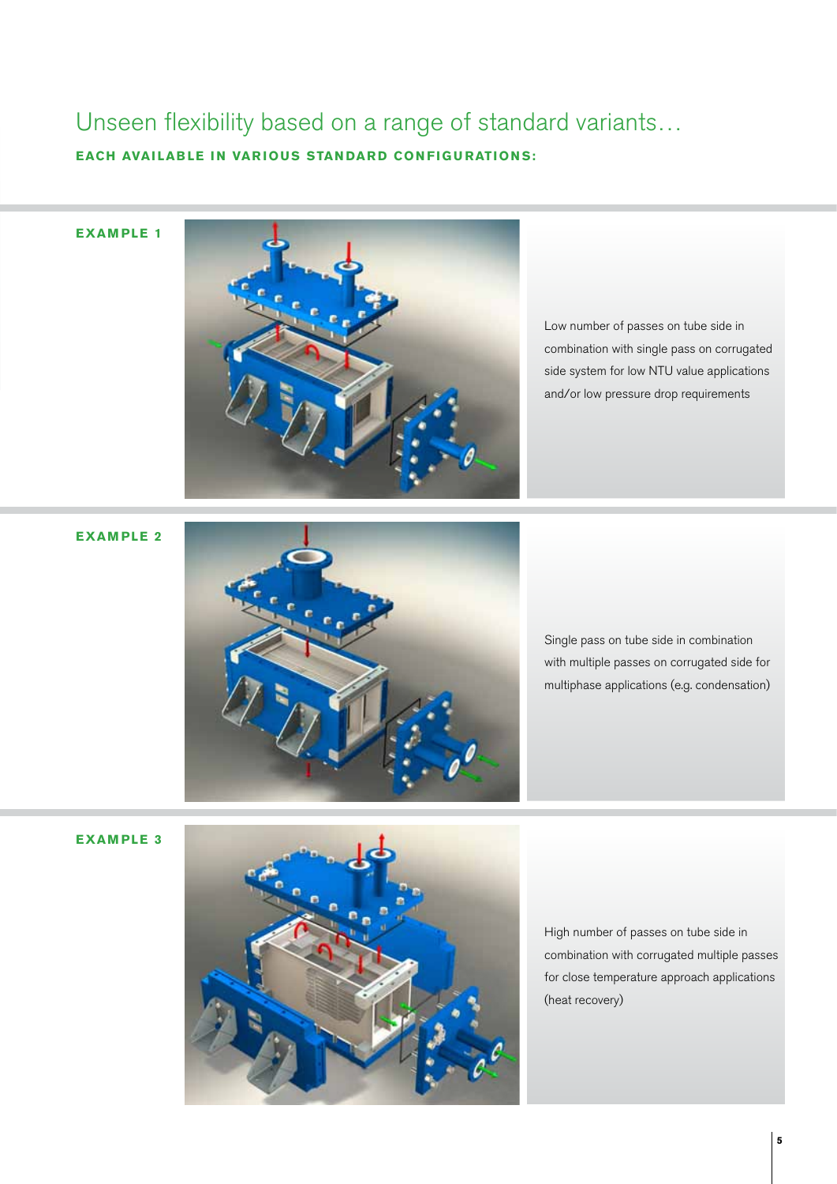# Unseen flexibility based on a range of standard variants…

**EACH AVAILABLE IN VARIOUS STANDARD CONFIGURATIONS:**

**EXAMPLE 1**

Low number of passes on tube side in combination with single pass on corrugated side system for low NTU value applications and/or low pressure drop requirements

**EXAMPLE 2**

Single pass on tube side in combination with multiple passes on corrugated side for multiphase applications (e.g. condensation)

**EXAMPLE 3**

High number of passes on tube side in combination with corrugated multiple passes for close temperature approach applications (heat recovery)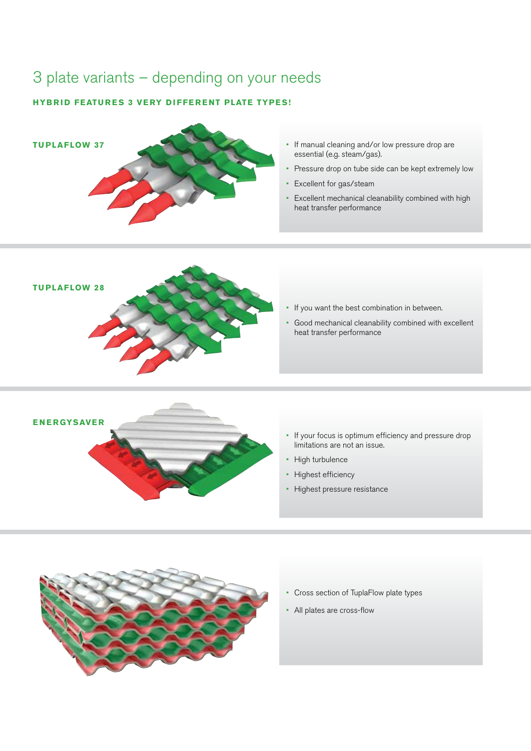# 3 plate variants – depending on your needs

**HYBRID FEATURES 3 VERY DIFFERENT PLATE TYPES!**

### TUPLAFLOW 37

- If manual cleaning and/or low pressure drop are essential (e.g. steam/gas).
- Pressure drop on tube side can be kept extremely low
- Excellent for gas/steam
- Excellent mechanical cleanability combined with high heat transfer performance

### TUPLAFLOW 28

- If you want the best combination in between.
- Good mechanical cleanability combined with excellent heat transfer performance

### ENERGYSAVER

- If your focus is optimum efficiency and pressure drop limitations are not an issue.
- High turbulence
- Highest efficiency
- Highest pressure resistance

---

- Cross section of TuplaFlow plate types
- All plates are cross-flow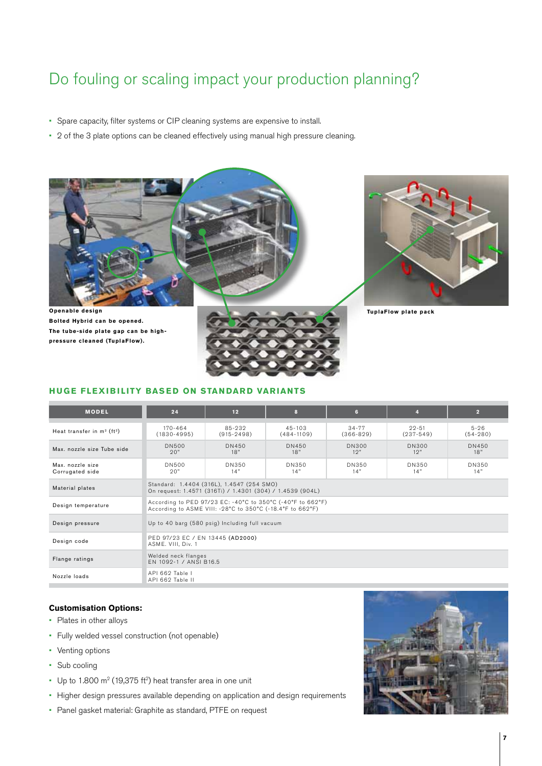# Do fouling or scaling impact your production planning?

- Spare capacity, filter systems or CIP cleaning systems are expensive to install.
- 2 of the 3 plate options can be cleaned effectively using manual high pressure cleaning.

**Openable design**
**Bolted Hybrid can be opened.**
**The tube-side plate gap can be high-pressure cleaned (TuplaFlow).**

**TuplaFlow plate pack**

## HUGE FLEXIBILITY BASED ON STANDARD VARIANTS

| MODEL | 24 | 12 | 8 | 6 | 4 | 2 |
|---|---|---|---|---|---|---|
| Heat transfer in m² (ft²) | 170-464 (1830-4995) | 85-232 (915-2498) | 45-103 (484-1109) | 34-77 (366-829) | 22-51 (237-549) | 5-26 (54-280) |
| Max. nozzle size Tube side | DN500 20" | DN450 18" | DN450 18" | DN300 12" | DN300 12" | DN450 18" |
| Max. nozzle size Corrugated side | DN500 20" | DN350 14" | DN350 14" | DN350 14" | DN350 14" | DN350 14" |
| Material plates | Standard: 1.4404 (316L), 1.4547 (254 SMO)<br>On request: 1.4571 (316Ti) / 1.4301 (304) / 1.4539 (904L) | | | | | |
| Design temperature | According to PED 97/23 EC: -40°C to 350°C (-40°F to 662°F)<br>According to ASME VIII: -28°C to 350°C (-18.4°F to 662°F) | | | | | |
| Design pressure | Up to 40 barg (580 psig) Including full vacuum | | | | | |
| Design code | PED 97/23 EC / EN 13445 (AD2000)<br>ASME. VIII, Div. 1 | | | | | |
| Flange ratings | Welded neck flanges<br>EN 1092-1 / ANSI B16.5 | | | | | |
| Nozzle loads | API 662 Table I<br>API 662 Table II | | | | | |

**Customisation Options:**

- Plates in other alloys
- Fully welded vessel construction (not openable)
- Venting options
- Sub cooling
- Up to 1.800 m² (19,375 ft²) heat transfer area in one unit
- Higher design pressures available depending on application and design requirements
- Panel gasket material: Graphite as standard, PTFE on request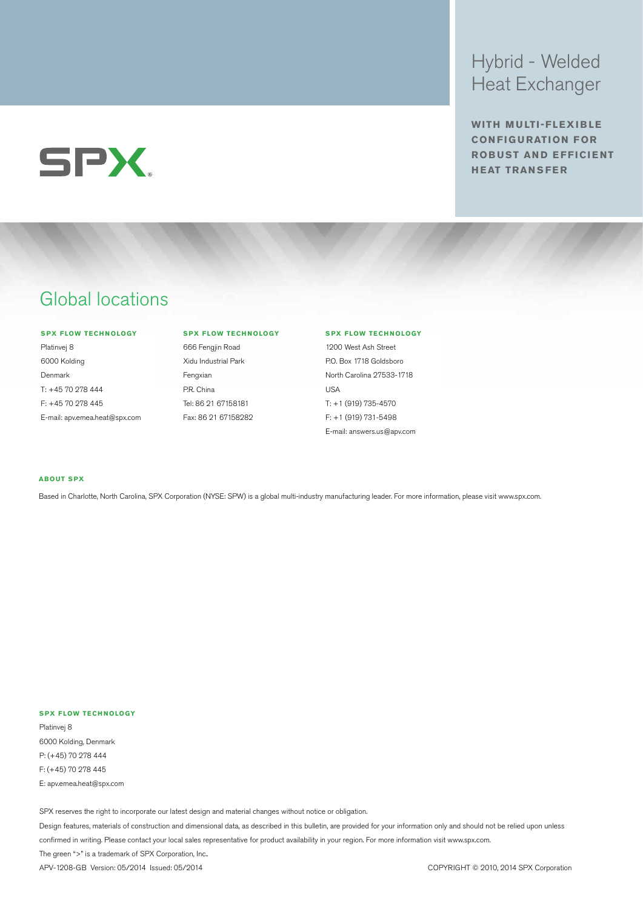# Hybrid - Welded Heat Exchanger

**WITH MULTI-FLEXIBLE CONFIGURATION FOR ROBUST AND EFFICIENT HEAT TRANSFER**

## Global locations

**SPX FLOW TECHNOLOGY**
Platinvej 8
6000 Kolding
Denmark
T: +45 70 278 444
F: +45 70 278 445
E-mail: apv.emea.heat@spx.com

**SPX FLOW TECHNOLOGY**
666 Fengjin Road
Xidu Industrial Park
Fengxian
P.R. China
Tel: 86 21 67158181
Fax: 86 21 67158282

**SPX FLOW TECHNOLOGY**
1200 West Ash Street
P.O. Box 1718 Goldsboro
North Carolina 27533-1718
USA
T: +1 (919) 735-4570
F: +1 (919) 731-5498
E-mail: answers.us@apv.com

**ABOUT SPX**

Based in Charlotte, North Carolina, SPX Corporation (NYSE: SPW) is a global multi-industry manufacturing leader. For more information, please visit www.spx.com.

**SPX FLOW TECHNOLOGY**
Platinvej 8
6000 Kolding, Denmark
P: (+45) 70 278 444
F: (+45) 70 278 445
E: apv.emea.heat@spx.com

SPX reserves the right to incorporate our latest design and material changes without notice or obligation.

Design features, materials of construction and dimensional data, as described in this bulletin, are provided for your information only and should not be relied upon unless confirmed in writing. Please contact your local sales representative for product availability in your region. For more information visit www.spx.com.

The green ">" is a trademark of SPX Corporation, Inc..

APV-1208-GB Version: 05/2014 Issued: 05/2014

COPYRIGHT © 2010, 2014 SPX Corporation